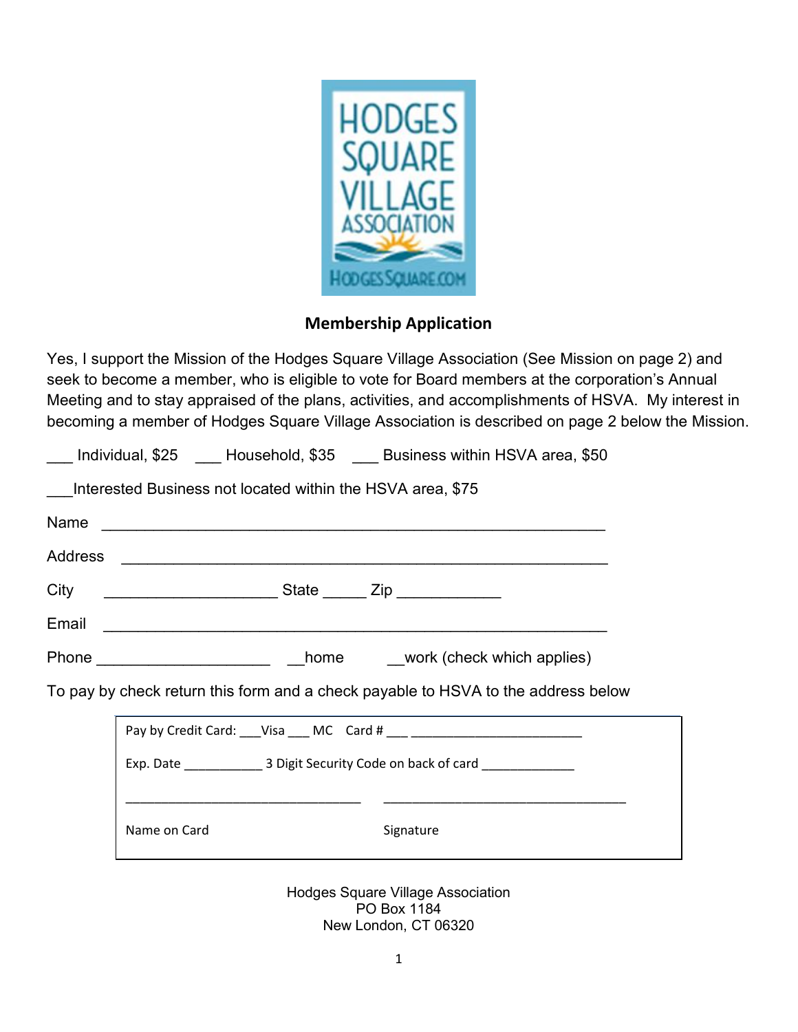HODGES SQUARE VILLAGE ASSOCIATION

HODGESSQUARE.COM

## Membership Application

Yes, I support the Mission of the Hodges Square Village Association (See Mission on page 2) and seek to become a member, who is eligible to vote for Board members at the corporation's Annual Meeting and to stay appraised of the plans, activities, and accomplishments of HSVA. My interest in becoming a member of Hodges Square Village Association is described on page 2 below the Mission.

___ Individual, $25 ___ Household, $35 ___ Business within HSVA area, $50

___Interested Business not located within the HSVA area, $75

Name ______________________________________________________

Address ____________________________________________________

City ___________________ State _____ Zip ____________

Email ______________________________________________________

Phone ___________________ __home __work (check which applies)

To pay by check return this form and a check payable to HSVA to the address below

Pay by Credit Card: ___Visa ___ MC Card # ___ ______________________

Exp. Date ___________ 3 Digit Security Code on back of card ____________

______________________________ ______________________________

Name on Card Signature

Hodges Square Village Association
PO Box 1184
New London, CT 06320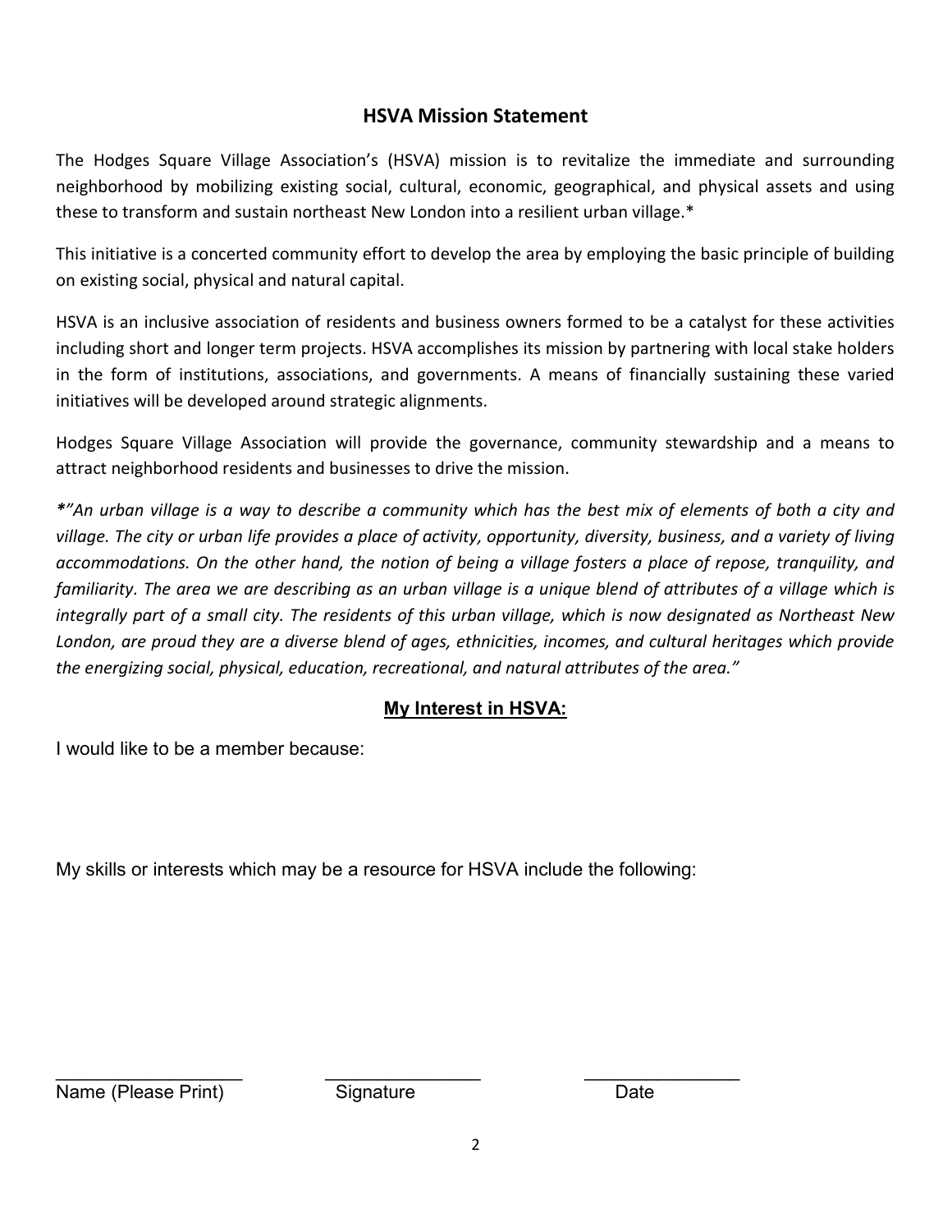## HSVA Mission Statement

The Hodges Square Village Association's (HSVA) mission is to revitalize the immediate and surrounding neighborhood by mobilizing existing social, cultural, economic, geographical, and physical assets and using these to transform and sustain northeast New London into a resilient urban village.*

This initiative is a concerted community effort to develop the area by employing the basic principle of building on existing social, physical and natural capital.

HSVA is an inclusive association of residents and business owners formed to be a catalyst for these activities including short and longer term projects. HSVA accomplishes its mission by partnering with local stake holders in the form of institutions, associations, and governments. A means of financially sustaining these varied initiatives will be developed around strategic alignments.

Hodges Square Village Association will provide the governance, community stewardship and a means to attract neighborhood residents and businesses to drive the mission.

*\*"An urban village is a way to describe a community which has the best mix of elements of both a city and village. The city or urban life provides a place of activity, opportunity, diversity, business, and a variety of living accommodations. On the other hand, the notion of being a village fosters a place of repose, tranquility, and familiarity. The area we are describing as an urban village is a unique blend of attributes of a village which is integrally part of a small city. The residents of this urban village, which is now designated as Northeast New London, are proud they are a diverse blend of ages, ethnicities, incomes, and cultural heritages which provide the energizing social, physical, education, recreational, and natural attributes of the area."*

## My Interest in HSVA:

I would like to be a member because:

My skills or interests which may be a resource for HSVA include the following:

| | | |
|---|---|---|
| ___________________ | ________________ | ________________ |
| Name (Please Print) | Signature | Date |